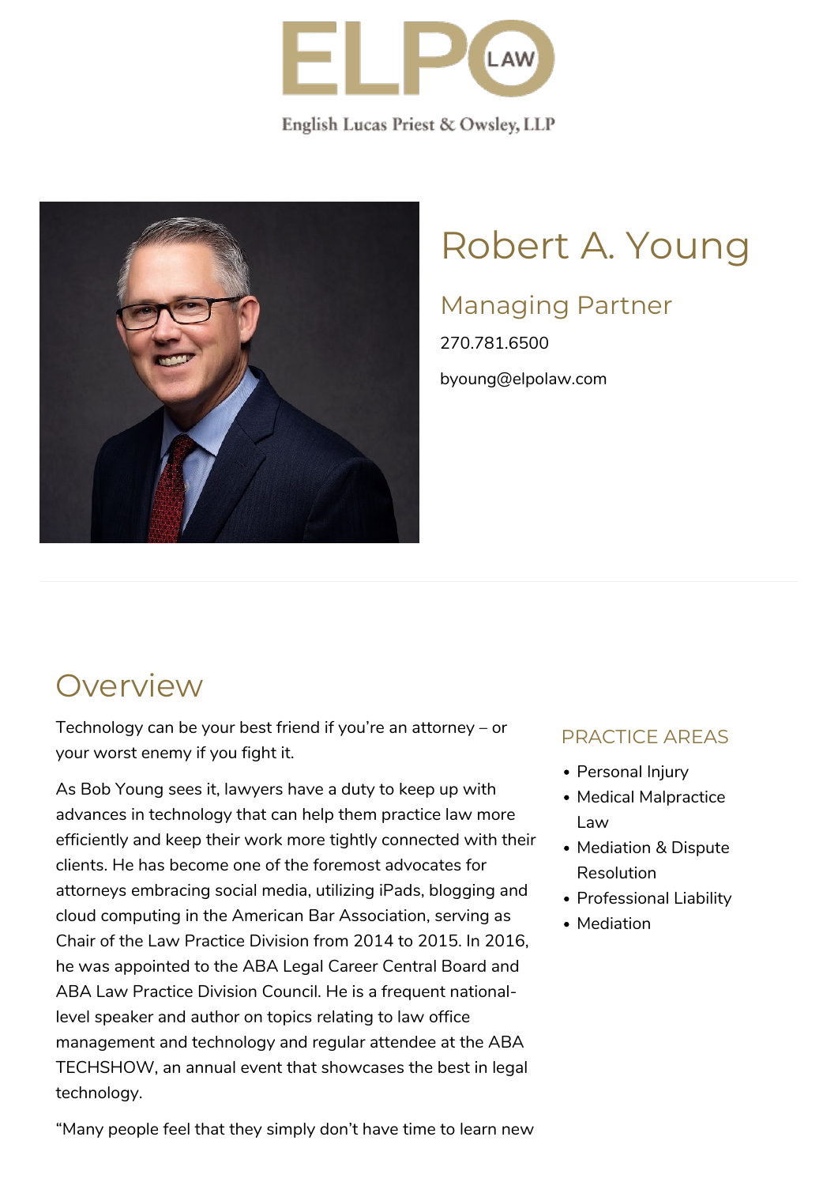ELPO LAW

English Lucas Priest & Owsley, LLP

# Robert A. Young

## Managing Partner

270.781.6500

byoung@elpolaw.com

## Overview

Technology can be your best friend if you're an attorney – or your worst enemy if you fight it.

As Bob Young sees it, lawyers have a duty to keep up with advances in technology that can help them practice law more efficiently and keep their work more tightly connected with their clients. He has become one of the foremost advocates for attorneys embracing social media, utilizing iPads, blogging and cloud computing in the American Bar Association, serving as Chair of the Law Practice Division from 2014 to 2015. In 2016, he was appointed to the ABA Legal Career Central Board and ABA Law Practice Division Council. He is a frequent national-level speaker and author on topics relating to law office management and technology and regular attendee at the ABA TECHSHOW, an annual event that showcases the best in legal technology.

"Many people feel that they simply don't have time to learn new

### PRACTICE AREAS

- Personal Injury
- Medical Malpractice Law
- Mediation & Dispute Resolution
- Professional Liability
- Mediation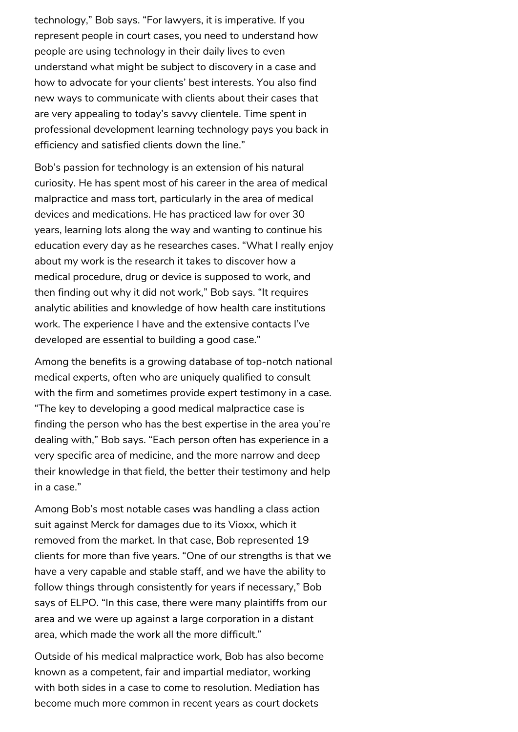technology," Bob says. "For lawyers, it is imperative. If you represent people in court cases, you need to understand how people are using technology in their daily lives to even understand what might be subject to discovery in a case and how to advocate for your clients' best interests. You also find new ways to communicate with clients about their cases that are very appealing to today's savvy clientele. Time spent in professional development learning technology pays you back in efficiency and satisfied clients down the line."

Bob's passion for technology is an extension of his natural curiosity. He has spent most of his career in the area of medical malpractice and mass tort, particularly in the area of medical devices and medications. He has practiced law for over 30 years, learning lots along the way and wanting to continue his education every day as he researches cases. "What I really enjoy about my work is the research it takes to discover how a medical procedure, drug or device is supposed to work, and then finding out why it did not work," Bob says. "It requires analytic abilities and knowledge of how health care institutions work. The experience I have and the extensive contacts I've developed are essential to building a good case."

Among the benefits is a growing database of top-notch national medical experts, often who are uniquely qualified to consult with the firm and sometimes provide expert testimony in a case. "The key to developing a good medical malpractice case is finding the person who has the best expertise in the area you're dealing with," Bob says. "Each person often has experience in a very specific area of medicine, and the more narrow and deep their knowledge in that field, the better their testimony and help in a case."

Among Bob's most notable cases was handling a class action suit against Merck for damages due to its Vioxx, which it removed from the market. In that case, Bob represented 19 clients for more than five years. "One of our strengths is that we have a very capable and stable staff, and we have the ability to follow things through consistently for years if necessary," Bob says of ELPO. "In this case, there were many plaintiffs from our area and we were up against a large corporation in a distant area, which made the work all the more difficult."

Outside of his medical malpractice work, Bob has also become known as a competent, fair and impartial mediator, working with both sides in a case to come to resolution. Mediation has become much more common in recent years as court dockets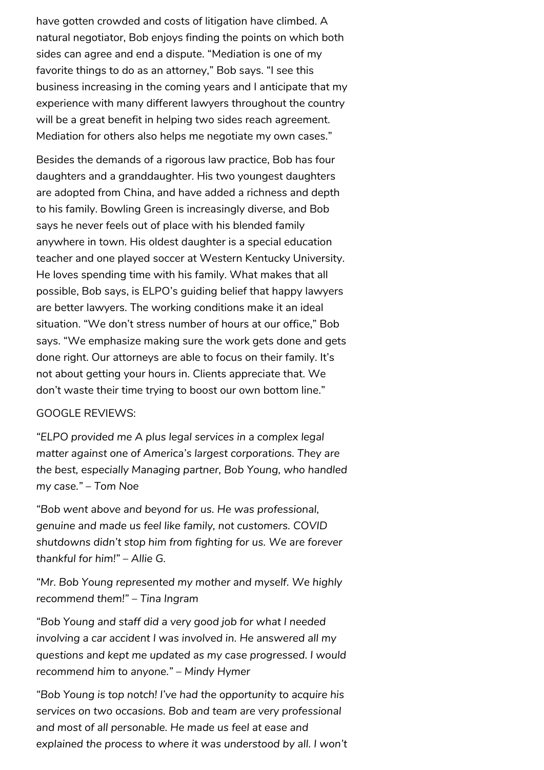have gotten crowded and costs of litigation have climbed. A natural negotiator, Bob enjoys finding the points on which both sides can agree and end a dispute. "Mediation is one of my favorite things to do as an attorney," Bob says. "I see this business increasing in the coming years and I anticipate that my experience with many different lawyers throughout the country will be a great benefit in helping two sides reach agreement. Mediation for others also helps me negotiate my own cases."

Besides the demands of a rigorous law practice, Bob has four daughters and a granddaughter. His two youngest daughters are adopted from China, and have added a richness and depth to his family. Bowling Green is increasingly diverse, and Bob says he never feels out of place with his blended family anywhere in town. His oldest daughter is a special education teacher and one played soccer at Western Kentucky University. He loves spending time with his family. What makes that all possible, Bob says, is ELPO's guiding belief that happy lawyers are better lawyers. The working conditions make it an ideal situation. "We don't stress number of hours at our office," Bob says. "We emphasize making sure the work gets done and gets done right. Our attorneys are able to focus on their family. It's not about getting your hours in. Clients appreciate that. We don't waste their time trying to boost our own bottom line."

GOOGLE REVIEWS:

*"ELPO provided me A plus legal services in a complex legal matter against one of America's largest corporations. They are the best, especially Managing partner, Bob Young, who handled my case." – Tom Noe*

*"Bob went above and beyond for us. He was professional, genuine and made us feel like family, not customers. COVID shutdowns didn't stop him from fighting for us. We are forever thankful for him!" – Allie G.*

*"Mr. Bob Young represented my mother and myself. We highly recommend them!" – Tina Ingram*

*"Bob Young and staff did a very good job for what I needed involving a car accident I was involved in. He answered all my questions and kept me updated as my case progressed. I would recommend him to anyone." – Mindy Hymer*

*"Bob Young is top notch! I've had the opportunity to acquire his services on two occasions. Bob and team are very professional and most of all personable. He made us feel at ease and explained the process to where it was understood by all. I won't*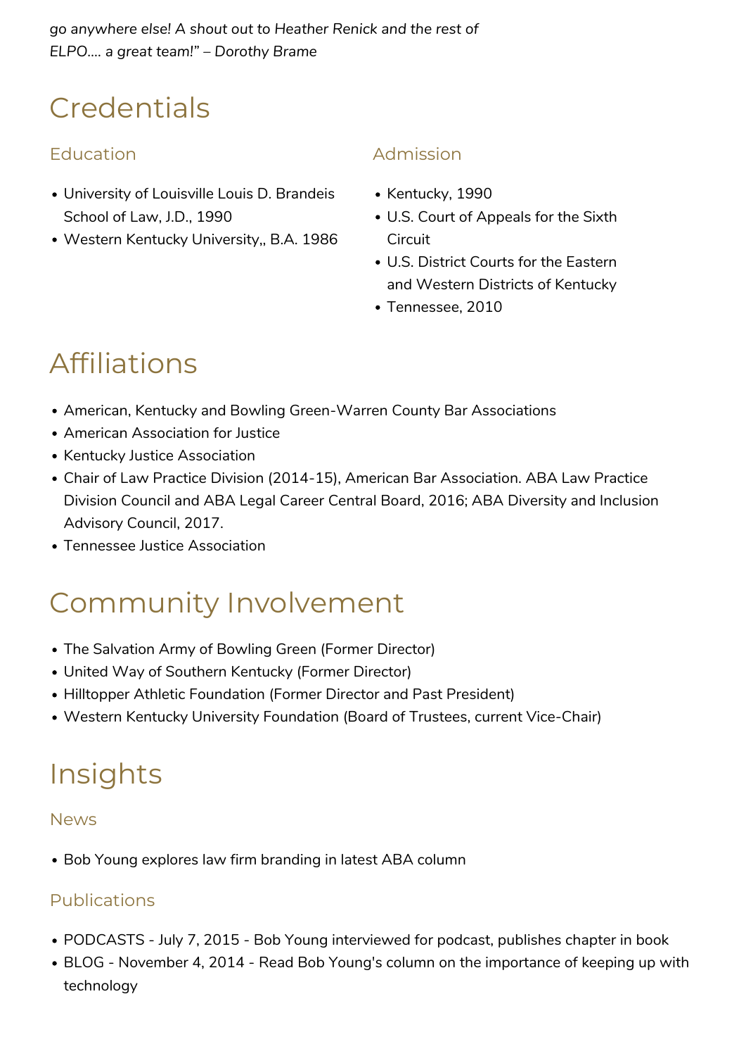*go anywhere else! A shout out to Heather Renick and the rest of ELPO.... a great team!" – Dorothy Brame*

# Credentials

## Education

- University of Louisville Louis D. Brandeis School of Law, J.D., 1990
- Western Kentucky University,, B.A. 1986

## Admission

- Kentucky, 1990
- U.S. Court of Appeals for the Sixth Circuit
- U.S. District Courts for the Eastern and Western Districts of Kentucky
- Tennessee, 2010

# Affiliations

- American, Kentucky and Bowling Green-Warren County Bar Associations
- American Association for Justice
- Kentucky Justice Association
- Chair of Law Practice Division (2014-15), American Bar Association. ABA Law Practice Division Council and ABA Legal Career Central Board, 2016; ABA Diversity and Inclusion Advisory Council, 2017.
- Tennessee Justice Association

# Community Involvement

- The Salvation Army of Bowling Green (Former Director)
- United Way of Southern Kentucky (Former Director)
- Hilltopper Athletic Foundation (Former Director and Past President)
- Western Kentucky University Foundation (Board of Trustees, current Vice-Chair)

# Insights

## News

- Bob Young explores law firm branding in latest ABA column

## Publications

- PODCASTS - July 7, 2015 - Bob Young interviewed for podcast, publishes chapter in book
- BLOG - November 4, 2014 - Read Bob Young's column on the importance of keeping up with technology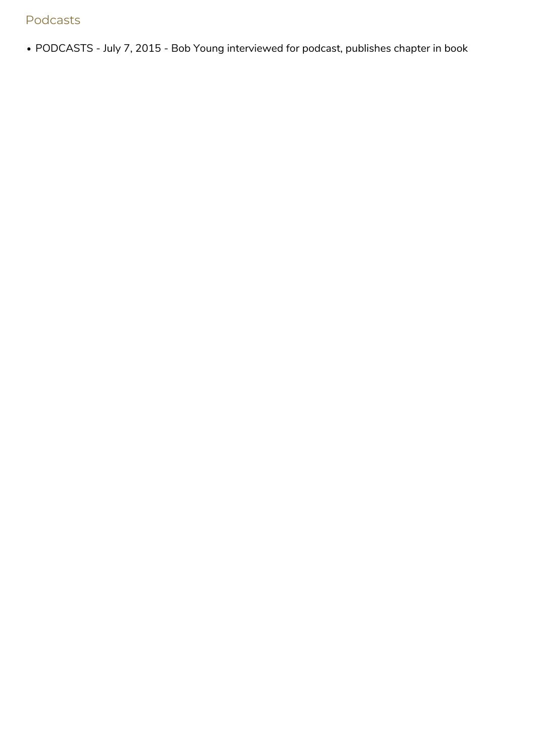## Podcasts

- PODCASTS - July 7, 2015 - Bob Young interviewed for podcast, publishes chapter in book